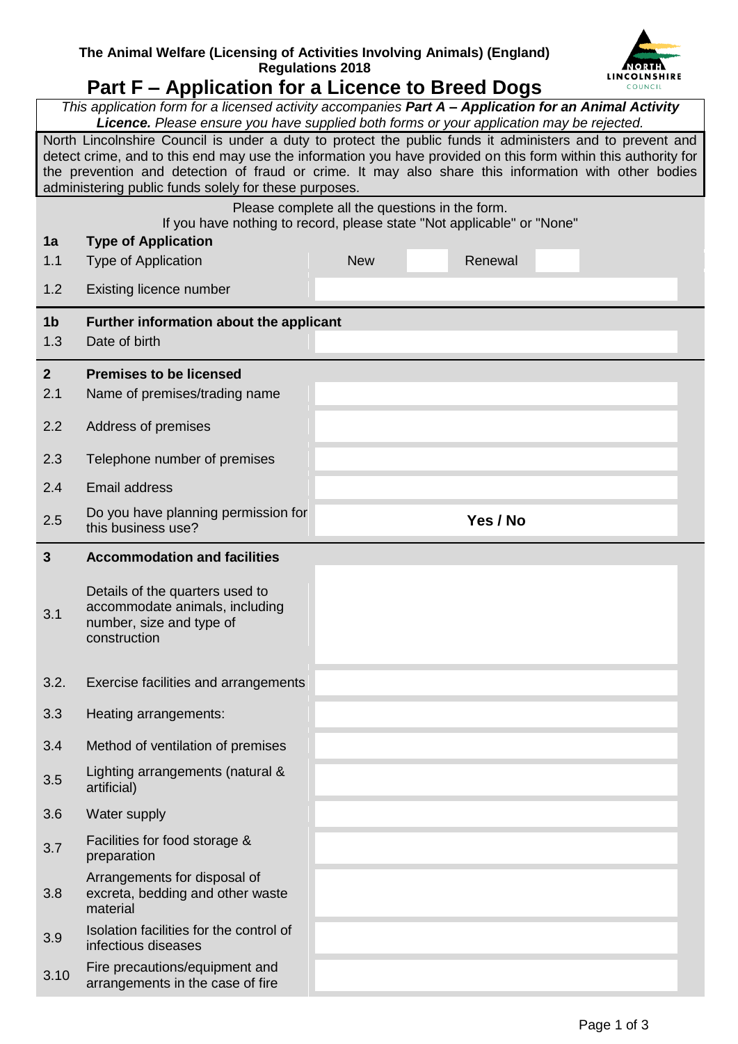**The Animal Welfare (Licensing of Activities Involving Animals) (England) Regulations 2018**

# Part F – Application for a Licence to Breed Dogs

*This application form for a licensed activity accompanies* ***Part A – Application for an Animal Activity Licence.*** *Please ensure you have supplied both forms or your application may be rejected.*

North Lincolnshire Council is under a duty to protect the public funds it administers and to prevent and detect crime, and to this end may use the information you have provided on this form within this authority for the prevention and detection of fraud or crime. It may also share this information with other bodies administering public funds solely for these purposes.

Please complete all the questions in the form.
If you have nothing to record, please state "Not applicable" or "None"

| | | | | | |
|---|---|---|---|---|---|
| **1a** | **Type of Application** | | | | |
| 1.1 | Type of Application | New | | Renewal | |
| 1.2 | Existing licence number | | | | |
| **1b** | **Further information about the applicant** | | | | |
| 1.3 | Date of birth | | | | |
| **2** | **Premises to be licensed** | | | | |
| 2.1 | Name of premises/trading name | | | | |
| 2.2 | Address of premises | | | | |
| 2.3 | Telephone number of premises | | | | |
| 2.4 | Email address | | | | |
| 2.5 | Do you have planning permission for this business use? | **Yes / No** | | | |
| **3** | **Accommodation and facilities** | | | | |
| 3.1 | Details of the quarters used to accommodate animals, including number, size and type of construction | | | | |
| 3.2. | Exercise facilities and arrangements | | | | |
| 3.3 | Heating arrangements: | | | | |
| 3.4 | Method of ventilation of premises | | | | |
| 3.5 | Lighting arrangements (natural & artificial) | | | | |
| 3.6 | Water supply | | | | |
| 3.7 | Facilities for food storage & preparation | | | | |
| 3.8 | Arrangements for disposal of excreta, bedding and other waste material | | | | |
| 3.9 | Isolation facilities for the control of infectious diseases | | | | |
| 3.10 | Fire precautions/equipment and arrangements in the case of fire | | | | |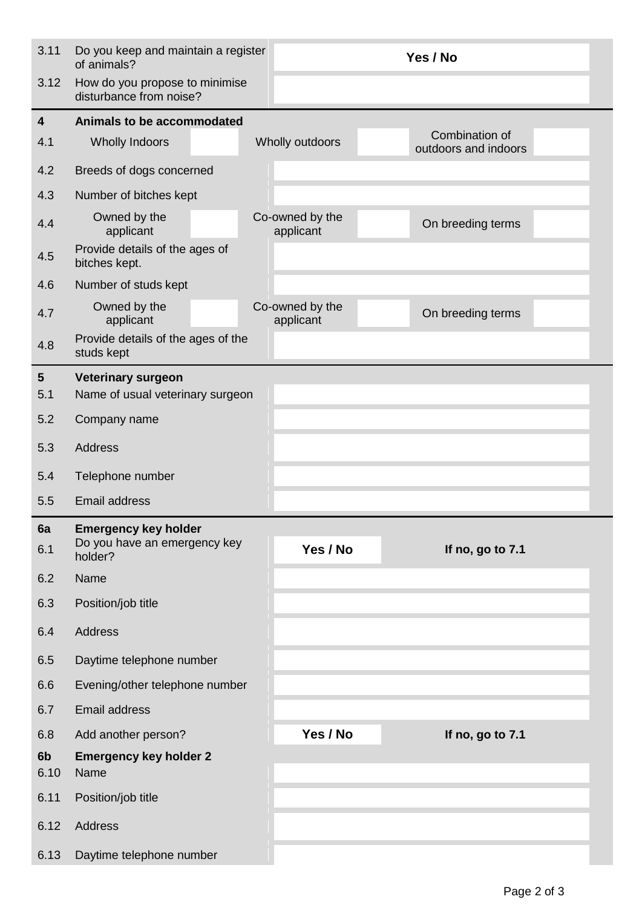| | | | | | |
|---|---|---|---|---|---|
| 3.11 | Do you keep and maintain a register of animals? | **Yes / No** | | | |
| 3.12 | How do you propose to minimise disturbance from noise? | | | | |

| | | | | | | |
|---|---|---|---|---|---|---|
| **4** | **Animals to be accommodated** | | | | | |
| 4.1 | Wholly Indoors | | Wholly outdoors | | Combination of outdoors and indoors | |
| 4.2 | Breeds of dogs concerned | | | | | |
| 4.3 | Number of bitches kept | | | | | |
| 4.4 | Owned by the applicant | | Co-owned by the applicant | | On breeding terms | |
| 4.5 | Provide details of the ages of bitches kept. | | | | | |
| 4.6 | Number of studs kept | | | | | |
| 4.7 | Owned by the applicant | | Co-owned by the applicant | | On breeding terms | |
| 4.8 | Provide details of the ages of the studs kept | | | | | |

| | | |
|---|---|---|
| **5** | **Veterinary surgeon** | |
| 5.1 | Name of usual veterinary surgeon | |
| 5.2 | Company name | |
| 5.3 | Address | |
| 5.4 | Telephone number | |
| 5.5 | Email address | |

| | | | |
|---|---|---|---|
| **6a** | **Emergency key holder** | | |
| 6.1 | Do you have an emergency key holder? | **Yes / No** | **If no, go to 7.1** |
| 6.2 | Name | | |
| 6.3 | Position/job title | | |
| 6.4 | Address | | |
| 6.5 | Daytime telephone number | | |
| 6.6 | Evening/other telephone number | | |
| 6.7 | Email address | | |
| 6.8 | Add another person? | **Yes / No** | **If no, go to 7.1** |
| **6b** | **Emergency key holder 2** | | |
| 6.10 | Name | | |
| 6.11 | Position/job title | | |
| 6.12 | Address | | |
| 6.13 | Daytime telephone number | | |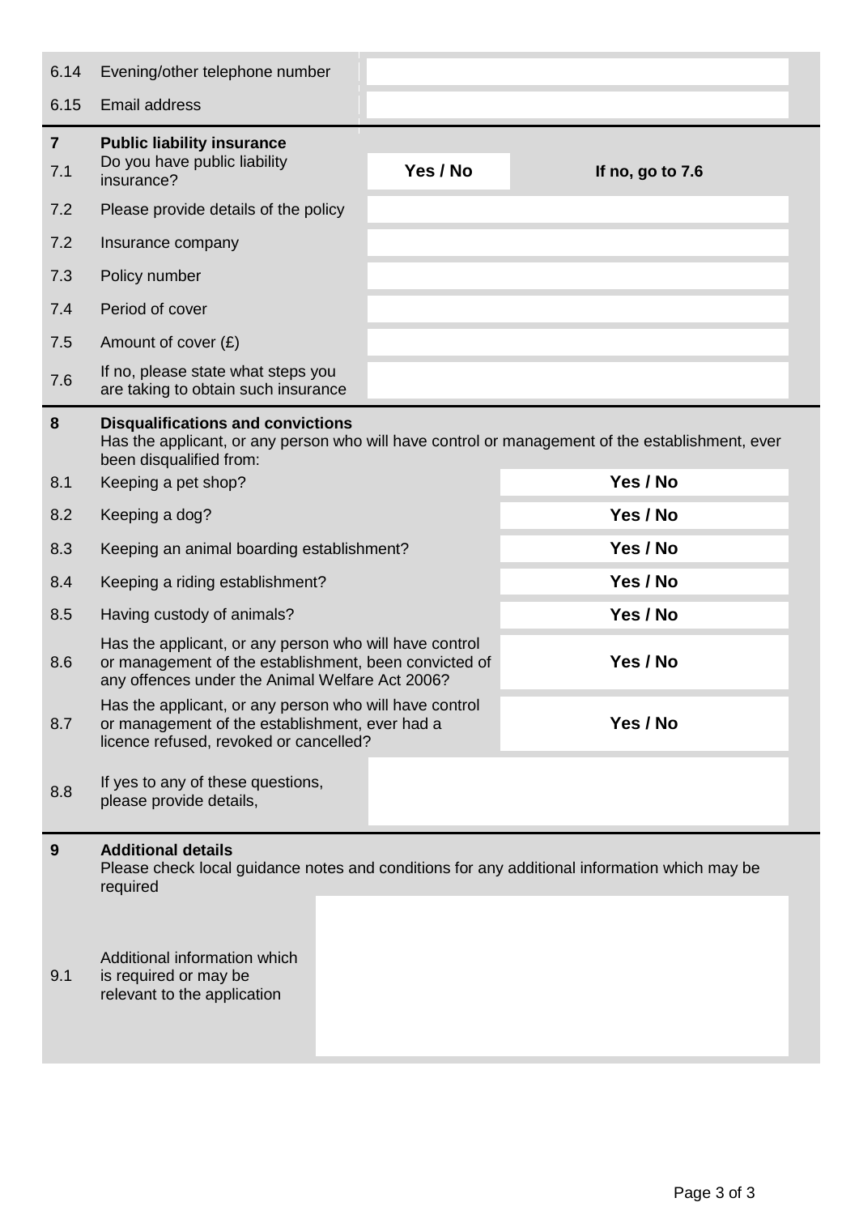| | | | |
|---|---|---|---|
| 6.14 | Evening/other telephone number | | |
| 6.15 | Email address | | |

## 7 Public liability insurance

| | | | |
|---|---|---|---|
| 7.1 | Do you have public liability insurance? | **Yes / No** | **If no, go to 7.6** |
| 7.2 | Please provide details of the policy | | |
| 7.2 | Insurance company | | |
| 7.3 | Policy number | | |
| 7.4 | Period of cover | | |
| 7.5 | Amount of cover (£) | | |
| 7.6 | If no, please state what steps you are taking to obtain such insurance | | |

## 8 Disqualifications and convictions

Has the applicant, or any person who will have control or management of the establishment, ever been disqualified from:

| | | |
|---|---|---|
| 8.1 | Keeping a pet shop? | **Yes / No** |
| 8.2 | Keeping a dog? | **Yes / No** |
| 8.3 | Keeping an animal boarding establishment? | **Yes / No** |
| 8.4 | Keeping a riding establishment? | **Yes / No** |
| 8.5 | Having custody of animals? | **Yes / No** |
| 8.6 | Has the applicant, or any person who will have control or management of the establishment, been convicted of any offences under the Animal Welfare Act 2006? | **Yes / No** |
| 8.7 | Has the applicant, or any person who will have control or management of the establishment, ever had a licence refused, revoked or cancelled? | **Yes / No** |
| 8.8 | If yes to any of these questions, please provide details, | |

## 9 Additional details

Please check local guidance notes and conditions for any additional information which may be required

| | | |
|---|---|---|
| 9.1 | Additional information which is required or may be relevant to the application | |